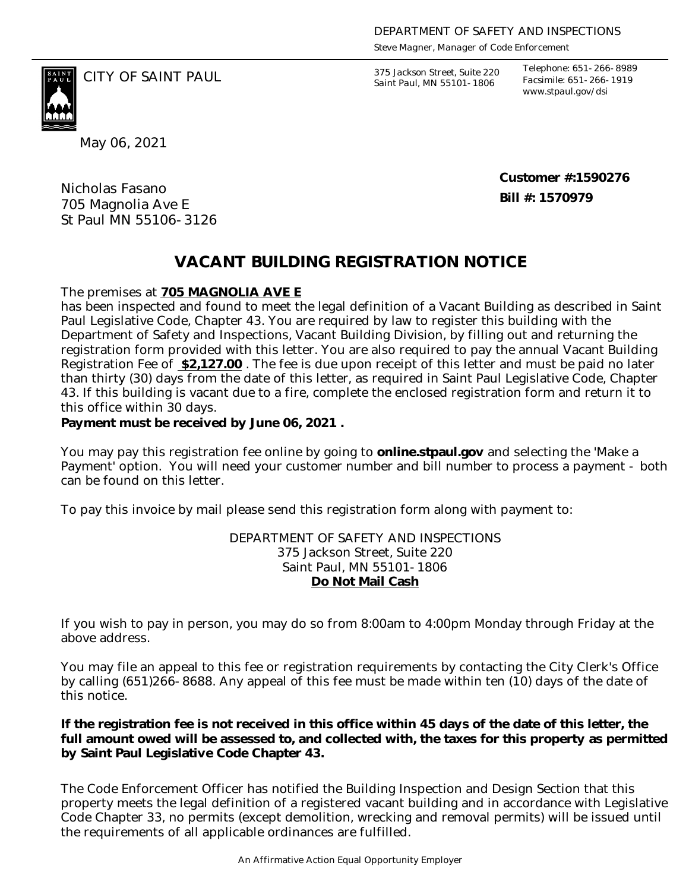DEPARTMENT OF SAFETY AND INSPECTIONS
Steve Magner, Manager of Code Enforcement

CITY OF SAINT PAUL

375 Jackson Street, Suite 220
Saint Paul, MN 55101-1806

Telephone: 651-266-8989
Facsimile: 651-266-1919
www.stpaul.gov/dsi

May 06, 2021

Nicholas Fasano
705 Magnolia Ave E
St Paul MN 55106-3126

**Customer #:1590276**
**Bill #: 1570979**

# VACANT BUILDING REGISTRATION NOTICE

The premises at **705 MAGNOLIA AVE E**
has been inspected and found to meet the legal definition of a Vacant Building as described in Saint Paul Legislative Code, Chapter 43. You are required by law to register this building with the Department of Safety and Inspections, Vacant Building Division, by filling out and returning the registration form provided with this letter. You are also required to pay the annual Vacant Building Registration Fee of **$2,127.00** . The fee is due upon receipt of this letter and must be paid no later than thirty (30) days from the date of this letter, as required in Saint Paul Legislative Code, Chapter 43. If this building is vacant due to a fire, complete the enclosed registration form and return it to this office within 30 days.
**Payment must be received by June 06, 2021 .**

You may pay this registration fee online by going to **online.stpaul.gov** and selecting the 'Make a Payment' option. You will need your customer number and bill number to process a payment - both can be found on this letter.

To pay this invoice by mail please send this registration form along with payment to:

DEPARTMENT OF SAFETY AND INSPECTIONS
375 Jackson Street, Suite 220
Saint Paul, MN 55101-1806
**Do Not Mail Cash**

If you wish to pay in person, you may do so from 8:00am to 4:00pm Monday through Friday at the above address.

You may file an appeal to this fee or registration requirements by contacting the City Clerk's Office by calling (651)266-8688. Any appeal of this fee must be made within ten (10) days of the date of this notice.

**If the registration fee is not received in this office within 45 days of the date of this letter, the full amount owed will be assessed to, and collected with, the taxes for this property as permitted by Saint Paul Legislative Code Chapter 43.**

The Code Enforcement Officer has notified the Building Inspection and Design Section that this property meets the legal definition of a registered vacant building and in accordance with Legislative Code Chapter 33, no permits (except demolition, wrecking and removal permits) will be issued until the requirements of all applicable ordinances are fulfilled.

An Affirmative Action Equal Opportunity Employer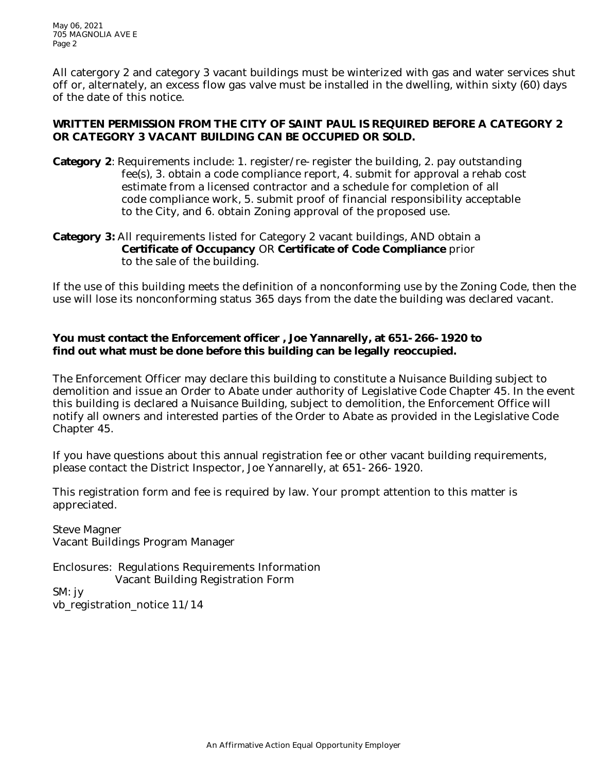All catergory 2 and category 3 vacant buildings must be winterized with gas and water services shut off or, alternately, an excess flow gas valve must be installed in the dwelling, within sixty (60) days of the date of this notice.

**WRITTEN PERMISSION FROM THE CITY OF SAINT PAUL IS REQUIRED BEFORE A CATEGORY 2 OR CATEGORY 3 VACANT BUILDING CAN BE OCCUPIED OR SOLD.**

**Category 2**: Requirements include: 1. register/re-register the building, 2. pay outstanding fee(s), 3. obtain a code compliance report, 4. submit for approval a rehab cost estimate from a licensed contractor and a schedule for completion of all code compliance work, 5. submit proof of financial responsibility acceptable to the City, and 6. obtain Zoning approval of the proposed use.

**Category 3:** All requirements listed for Category 2 vacant buildings, AND obtain a **Certificate of Occupancy** OR **Certificate of Code Compliance** prior to the sale of the building.

If the use of this building meets the definition of a nonconforming use by the Zoning Code, then the use will lose its nonconforming status 365 days from the date the building was declared vacant.

**You must contact the Enforcement officer , Joe Yannarelly, at 651-266-1920 to find out what must be done before this building can be legally reoccupied.**

The Enforcement Officer may declare this building to constitute a Nuisance Building subject to demolition and issue an Order to Abate under authority of Legislative Code Chapter 45. In the event this building is declared a Nuisance Building, subject to demolition, the Enforcement Office will notify all owners and interested parties of the Order to Abate as provided in the Legislative Code Chapter 45.

If you have questions about this annual registration fee or other vacant building requirements, please contact the District Inspector, Joe Yannarelly, at 651-266-1920.

This registration form and fee is required by law. Your prompt attention to this matter is appreciated.

Steve Magner
Vacant Buildings Program Manager

Enclosures: Regulations Requirements Information
Vacant Building Registration Form

SM: jy
vb_registration_notice 11/14

An Affirmative Action Equal Opportunity Employer